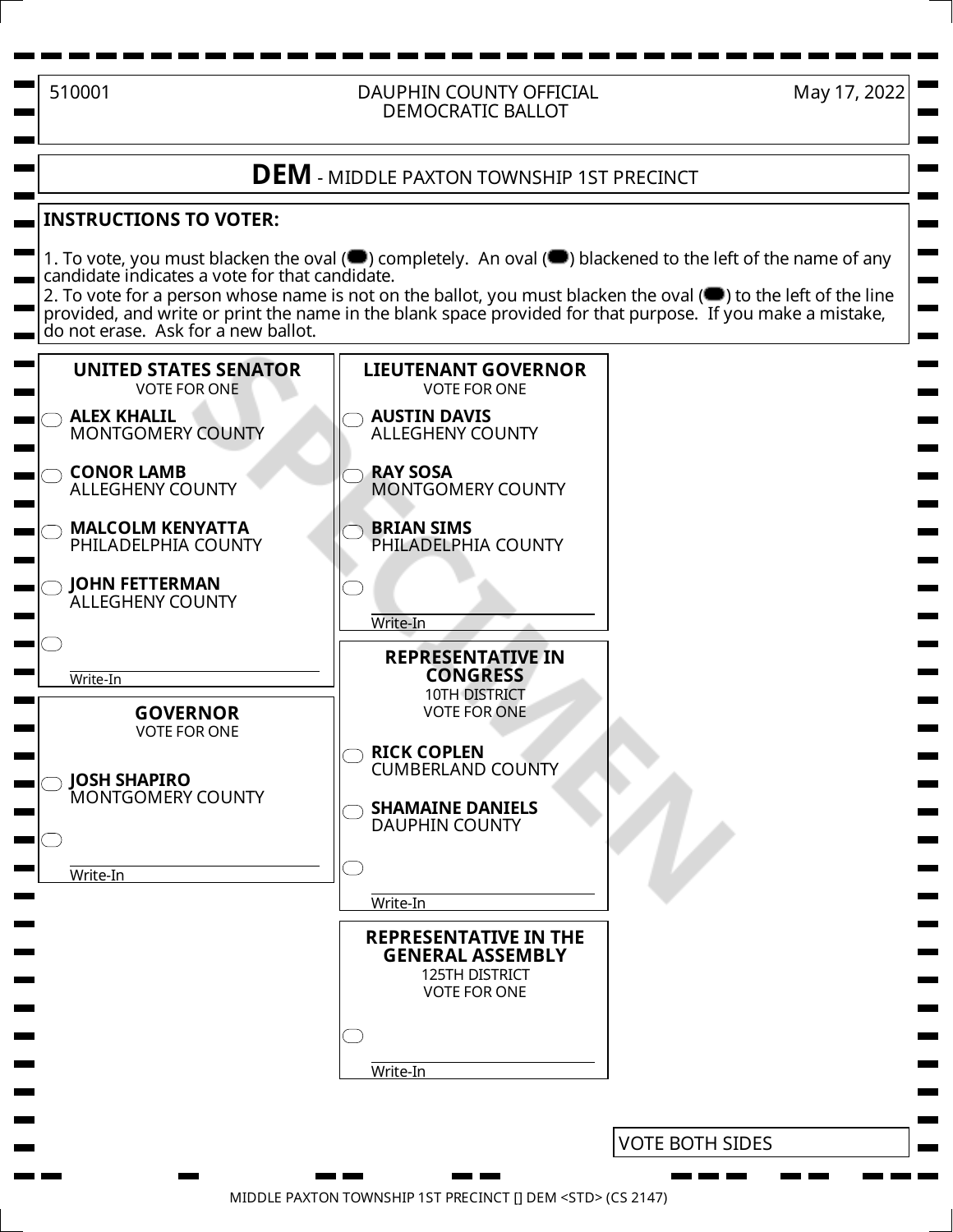510001 | DAUPHIN COUNTY OFFICIAL DEMOCRATIC BALLOT | May 17, 2022

# DEM - MIDDLE PAXTON TOWNSHIP 1ST PRECINCT

**INSTRUCTIONS TO VOTER:**

1. To vote, you must blacken the oval (⬬) completely. An oval (⬬) blackened to the left of the name of any candidate indicates a vote for that candidate.
2. To vote for a person whose name is not on the ballot, you must blacken the oval (⬬) to the left of the line provided, and write or print the name in the blank space provided for that purpose. If you make a mistake, do not erase. Ask for a new ballot.

## UNITED STATES SENATOR
VOTE FOR ONE

- ⬭ **ALEX KHALIL** MONTGOMERY COUNTY
- ⬭ **CONOR LAMB** ALLEGHENY COUNTY
- ⬭ **MALCOLM KENYATTA** PHILADELPHIA COUNTY
- ⬭ **JOHN FETTERMAN** ALLEGHENY COUNTY
- ⬭ ____________ Write-In

## GOVERNOR
VOTE FOR ONE

- ⬭ **JOSH SHAPIRO** MONTGOMERY COUNTY
- ⬭ ____________ Write-In

## LIEUTENANT GOVERNOR
VOTE FOR ONE

- ⬭ **AUSTIN DAVIS** ALLEGHENY COUNTY
- ⬭ **RAY SOSA** MONTGOMERY COUNTY
- ⬭ **BRIAN SIMS** PHILADELPHIA COUNTY
- ⬭ ____________ Write-In

## REPRESENTATIVE IN CONGRESS
10TH DISTRICT
VOTE FOR ONE

- ⬭ **RICK COPLEN** CUMBERLAND COUNTY
- ⬭ **SHAMAINE DANIELS** DAUPHIN COUNTY
- ⬭ ____________ Write-In

## REPRESENTATIVE IN THE GENERAL ASSEMBLY
125TH DISTRICT
VOTE FOR ONE

- ⬭ ____________ Write-In

VOTE BOTH SIDES

MIDDLE PAXTON TOWNSHIP 1ST PRECINCT [] DEM <STD> (CS 2147)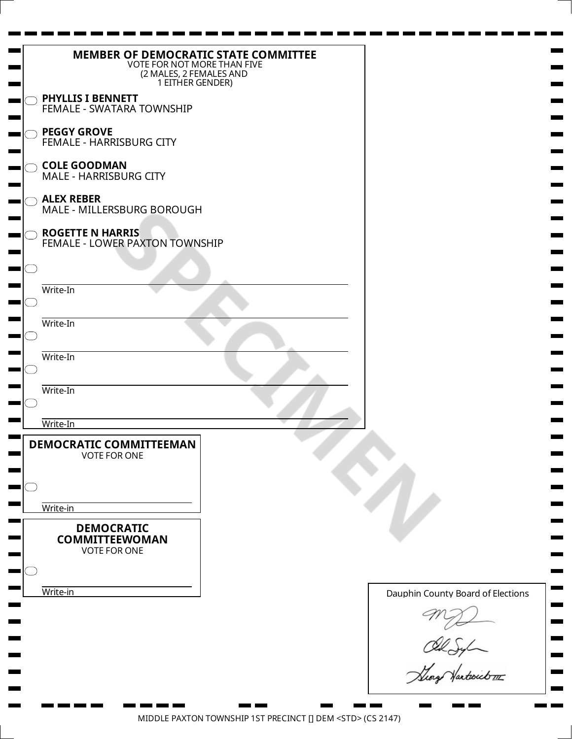## MEMBER OF DEMOCRATIC STATE COMMITTEE

VOTE FOR NOT MORE THAN FIVE
(2 MALES, 2 FEMALES AND
1 EITHER GENDER)

- **PHYLLIS I BENNETT**
  FEMALE - SWATARA TOWNSHIP
- **PEGGY GROVE**
  FEMALE - HARRISBURG CITY
- **COLE GOODMAN**
  MALE - HARRISBURG CITY
- **ALEX REBER**
  MALE - MILLERSBURG BOROUGH
- **ROGETTE N HARRIS**
  FEMALE - LOWER PAXTON TOWNSHIP
- Write-In
- Write-In
- Write-In
- Write-In
- Write-In

## DEMOCRATIC COMMITTEEMAN

VOTE FOR ONE

- Write-in

## DEMOCRATIC COMMITTEEWOMAN

VOTE FOR ONE

- Write-in

SPECIMEN

Dauphin County Board of Elections

MIDDLE PAXTON TOWNSHIP 1ST PRECINCT [] DEM <STD> (CS 2147)